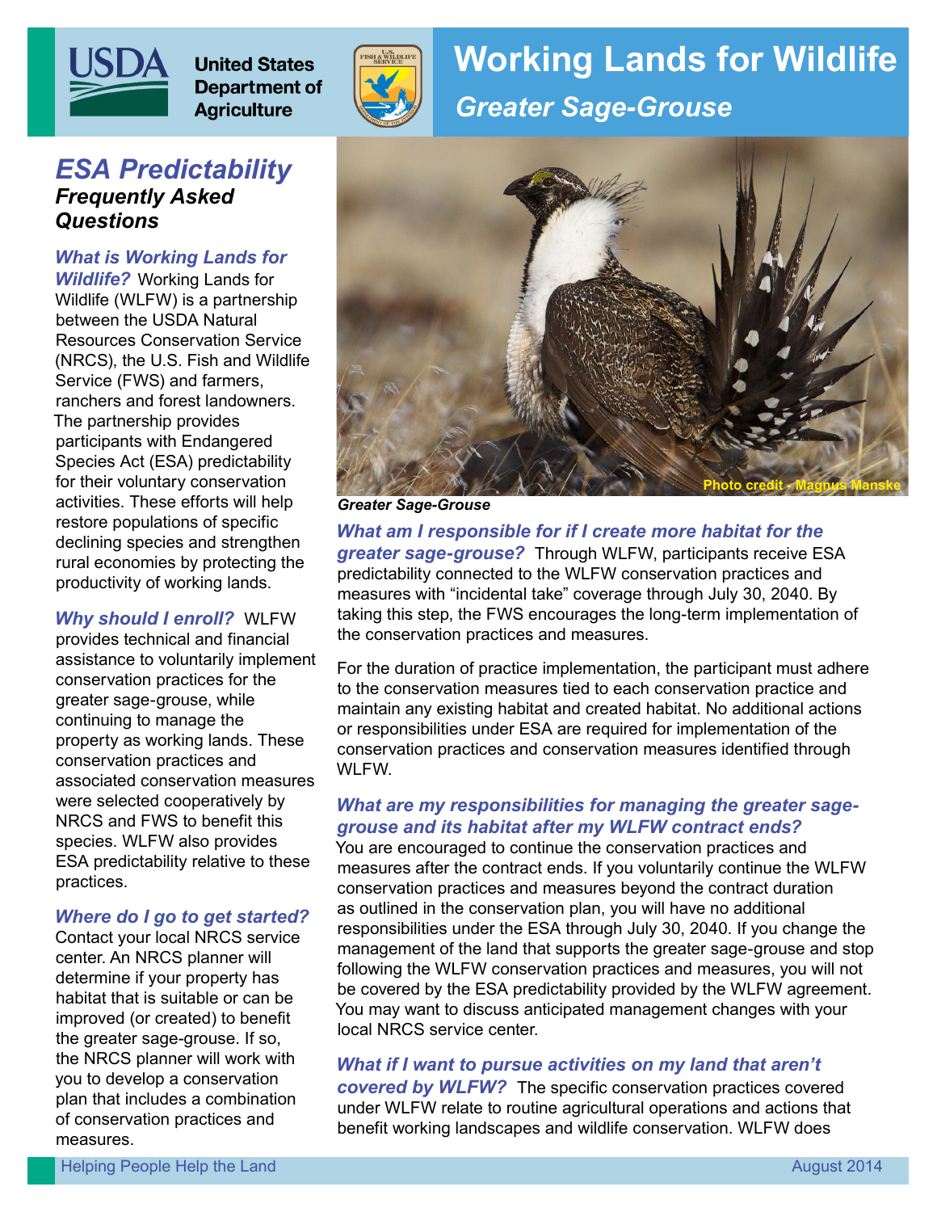# Working Lands for Wildlife

## Greater Sage-Grouse

United States Department of Agriculture

## ESA Predictability

### Frequently Asked Questions

***What is Working Lands for Wildlife?*** Working Lands for Wildlife (WLFW) is a partnership between the USDA Natural Resources Conservation Service (NRCS), the U.S. Fish and Wildlife Service (FWS) and farmers, ranchers and forest landowners. The partnership provides participants with Endangered Species Act (ESA) predictability for their voluntary conservation activities. These efforts will help restore populations of specific declining species and strengthen rural economies by protecting the productivity of working lands.

***Why should I enroll?*** WLFW provides technical and financial assistance to voluntarily implement conservation practices for the greater sage-grouse, while continuing to manage the property as working lands. These conservation practices and associated conservation measures were selected cooperatively by NRCS and FWS to benefit this species. WLFW also provides ESA predictability relative to these practices.

***Where do I go to get started?*** Contact your local NRCS service center. An NRCS planner will determine if your property has habitat that is suitable or can be improved (or created) to benefit the greater sage-grouse. If so, the NRCS planner will work with you to develop a conservation plan that includes a combination of conservation practices and measures.

Photo credit - Magnus Manske

***Greater Sage-Grouse***

***What am I responsible for if I create more habitat for the greater sage-grouse?*** Through WLFW, participants receive ESA predictability connected to the WLFW conservation practices and measures with "incidental take" coverage through July 30, 2040. By taking this step, the FWS encourages the long-term implementation of the conservation practices and measures.

For the duration of practice implementation, the participant must adhere to the conservation measures tied to each conservation practice and maintain any existing habitat and created habitat. No additional actions or responsibilities under ESA are required for implementation of the conservation practices and conservation measures identified through WLFW.

***What are my responsibilities for managing the greater sage-grouse and its habitat after my WLFW contract ends?*** You are encouraged to continue the conservation practices and measures after the contract ends. If you voluntarily continue the WLFW conservation practices and measures beyond the contract duration as outlined in the conservation plan, you will have no additional responsibilities under the ESA through July 30, 2040. If you change the management of the land that supports the greater sage-grouse and stop following the WLFW conservation practices and measures, you will not be covered by the ESA predictability provided by the WLFW agreement. You may want to discuss anticipated management changes with your local NRCS service center.

***What if I want to pursue activities on my land that aren't covered by WLFW?*** The specific conservation practices covered under WLFW relate to routine agricultural operations and actions that benefit working landscapes and wildlife conservation. WLFW does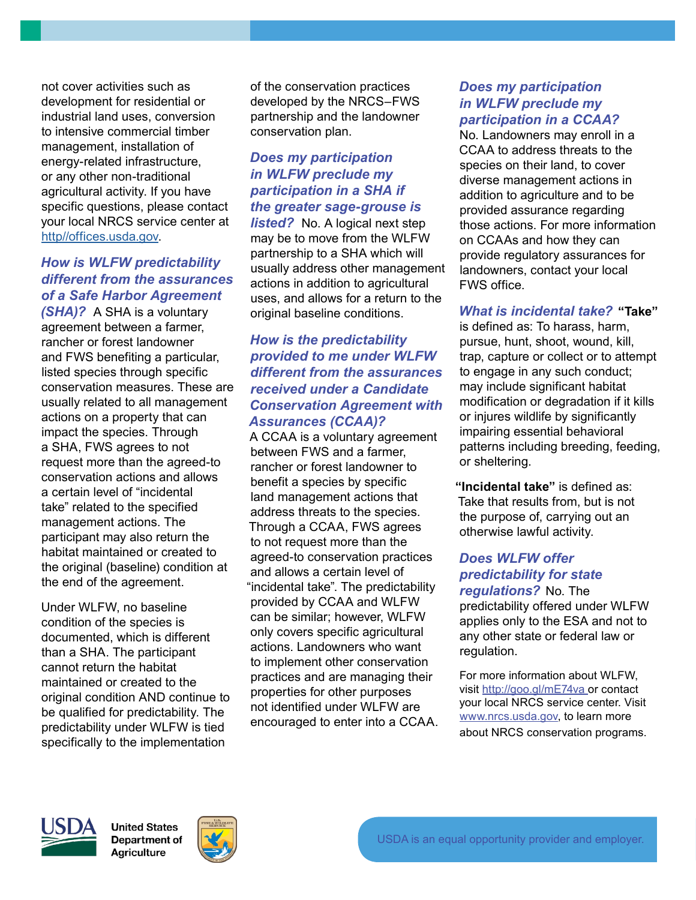not cover activities such as development for residential or industrial land uses, conversion to intensive commercial timber management, installation of energy-related infrastructure, or any other non-traditional agricultural activity. If you have specific questions, please contact your local NRCS service center at http//offices.usda.gov.

***How is WLFW predictability different from the assurances of a Safe Harbor Agreement (SHA)?*** A SHA is a voluntary agreement between a farmer, rancher or forest landowner and FWS benefiting a particular, listed species through specific conservation measures. These are usually related to all management actions on a property that can impact the species. Through a SHA, FWS agrees to not request more than the agreed-to conservation actions and allows a certain level of "incidental take" related to the specified management actions. The participant may also return the habitat maintained or created to the original (baseline) condition at the end of the agreement.

Under WLFW, no baseline condition of the species is documented, which is different than a SHA. The participant cannot return the habitat maintained or created to the original condition AND continue to be qualified for predictability. The predictability under WLFW is tied specifically to the implementation of the conservation practices developed by the NRCS–FWS partnership and the landowner conservation plan.

***Does my participation in WLFW preclude my participation in a SHA if the greater sage-grouse is listed?*** No. A logical next step may be to move from the WLFW partnership to a SHA which will usually address other management actions in addition to agricultural uses, and allows for a return to the original baseline conditions.

***How is the predictability provided to me under WLFW different from the assurances received under a Candidate Conservation Agreement with Assurances (CCAA)?***

A CCAA is a voluntary agreement between FWS and a farmer, rancher or forest landowner to benefit a species by specific land management actions that address threats to the species. Through a CCAA, FWS agrees to not request more than the agreed-to conservation practices and allows a certain level of "incidental take". The predictability provided by CCAA and WLFW can be similar; however, WLFW only covers specific agricultural actions. Landowners who want to implement other conservation practices and are managing their properties for other purposes not identified under WLFW are encouraged to enter into a CCAA.

***Does my participation in WLFW preclude my participation in a CCAA?***

No. Landowners may enroll in a CCAA to address threats to the species on their land, to cover diverse management actions in addition to agriculture and to be provided assurance regarding those actions. For more information on CCAAs and how they can provide regulatory assurances for landowners, contact your local FWS office.

***What is incidental take?*** **"Take"** is defined as: To harass, harm, pursue, hunt, shoot, wound, kill, trap, capture or collect or to attempt to engage in any such conduct; may include significant habitat modification or degradation if it kills or injures wildlife by significantly impairing essential behavioral patterns including breeding, feeding, or sheltering.

**"Incidental take"** is defined as: Take that results from, but is not the purpose of, carrying out an otherwise lawful activity.

***Does WLFW offer predictability for state regulations?*** No. The predictability offered under WLFW applies only to the ESA and not to any other state or federal law or regulation.

For more information about WLFW, visit http://goo.gl/mE74va or contact your local NRCS service center. Visit www.nrcs.usda.gov, to learn more about NRCS conservation programs.

USDA United States Department of Agriculture

USDA is an equal opportunity provider and employer.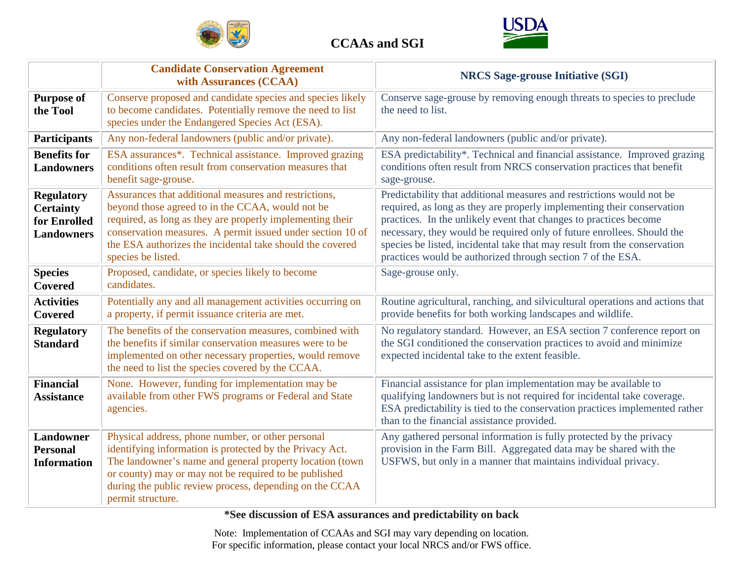# CCAAs and SGI

| | Candidate Conservation Agreement with Assurances (CCAA) | NRCS Sage-grouse Initiative (SGI) |
|---|---|---|
| **Purpose of the Tool** | Conserve proposed and candidate species and species likely to become candidates. Potentially remove the need to list species under the Endangered Species Act (ESA). | Conserve sage-grouse by removing enough threats to species to preclude the need to list. |
| **Participants** | Any non-federal landowners (public and/or private). | Any non-federal landowners (public and/or private). |
| **Benefits for Landowners** | ESA assurances*. Technical assistance. Improved grazing conditions often result from conservation measures that benefit sage-grouse. | ESA predictability*. Technical and financial assistance. Improved grazing conditions often result from NRCS conservation practices that benefit sage-grouse. |
| **Regulatory Certainty for Enrolled Landowners** | Assurances that additional measures and restrictions, beyond those agreed to in the CCAA, would not be required, as long as they are properly implementing their conservation measures. A permit issued under section 10 of the ESA authorizes the incidental take should the covered species be listed. | Predictability that additional measures and restrictions would not be required, as long as they are properly implementing their conservation practices. In the unlikely event that changes to practices become necessary, they would be required only of future enrollees. Should the species be listed, incidental take that may result from the conservation practices would be authorized through section 7 of the ESA. |
| **Species Covered** | Proposed, candidate, or species likely to become candidates. | Sage-grouse only. |
| **Activities Covered** | Potentially any and all management activities occurring on a property, if permit issuance criteria are met. | Routine agricultural, ranching, and silvicultural operations and actions that provide benefits for both working landscapes and wildlife. |
| **Regulatory Standard** | The benefits of the conservation measures, combined with the benefits if similar conservation measures were to be implemented on other necessary properties, would remove the need to list the species covered by the CCAA. | No regulatory standard. However, an ESA section 7 conference report on the SGI conditioned the conservation practices to avoid and minimize expected incidental take to the extent feasible. |
| **Financial Assistance** | None. However, funding for implementation may be available from other FWS programs or Federal and State agencies. | Financial assistance for plan implementation may be available to qualifying landowners but is not required for incidental take coverage. ESA predictability is tied to the conservation practices implemented rather than to the financial assistance provided. |
| **Landowner Personal Information** | Physical address, phone number, or other personal identifying information is protected by the Privacy Act. The landowner's name and general property location (town or county) may or may not be required to be published during the public review process, depending on the CCAA permit structure. | Any gathered personal information is fully protected by the privacy provision in the Farm Bill. Aggregated data may be shared with the USFWS, but only in a manner that maintains individual privacy. |

**\*See discussion of ESA assurances and predictability on back**

Note: Implementation of CCAAs and SGI may vary depending on location.
For specific information, please contact your local NRCS and/or FWS office.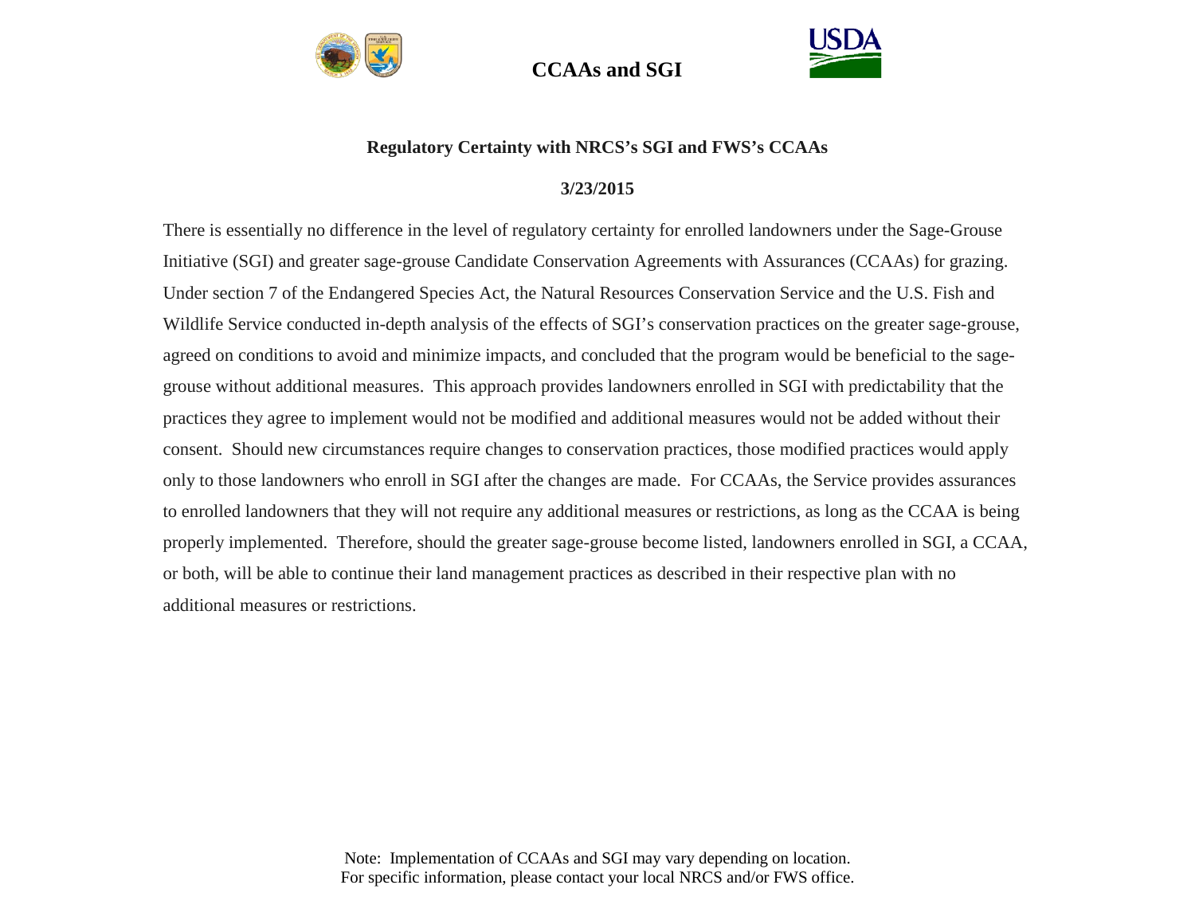# CCAAs and SGI

## Regulatory Certainty with NRCS's SGI and FWS's CCAAs

**3/23/2015**

There is essentially no difference in the level of regulatory certainty for enrolled landowners under the Sage-Grouse Initiative (SGI) and greater sage-grouse Candidate Conservation Agreements with Assurances (CCAAs) for grazing. Under section 7 of the Endangered Species Act, the Natural Resources Conservation Service and the U.S. Fish and Wildlife Service conducted in-depth analysis of the effects of SGI's conservation practices on the greater sage-grouse, agreed on conditions to avoid and minimize impacts, and concluded that the program would be beneficial to the sage-grouse without additional measures. This approach provides landowners enrolled in SGI with predictability that the practices they agree to implement would not be modified and additional measures would not be added without their consent. Should new circumstances require changes to conservation practices, those modified practices would apply only to those landowners who enroll in SGI after the changes are made. For CCAAs, the Service provides assurances to enrolled landowners that they will not require any additional measures or restrictions, as long as the CCAA is being properly implemented. Therefore, should the greater sage-grouse become listed, landowners enrolled in SGI, a CCAA, or both, will be able to continue their land management practices as described in their respective plan with no additional measures or restrictions.

Note: Implementation of CCAAs and SGI may vary depending on location.
For specific information, please contact your local NRCS and/or FWS office.